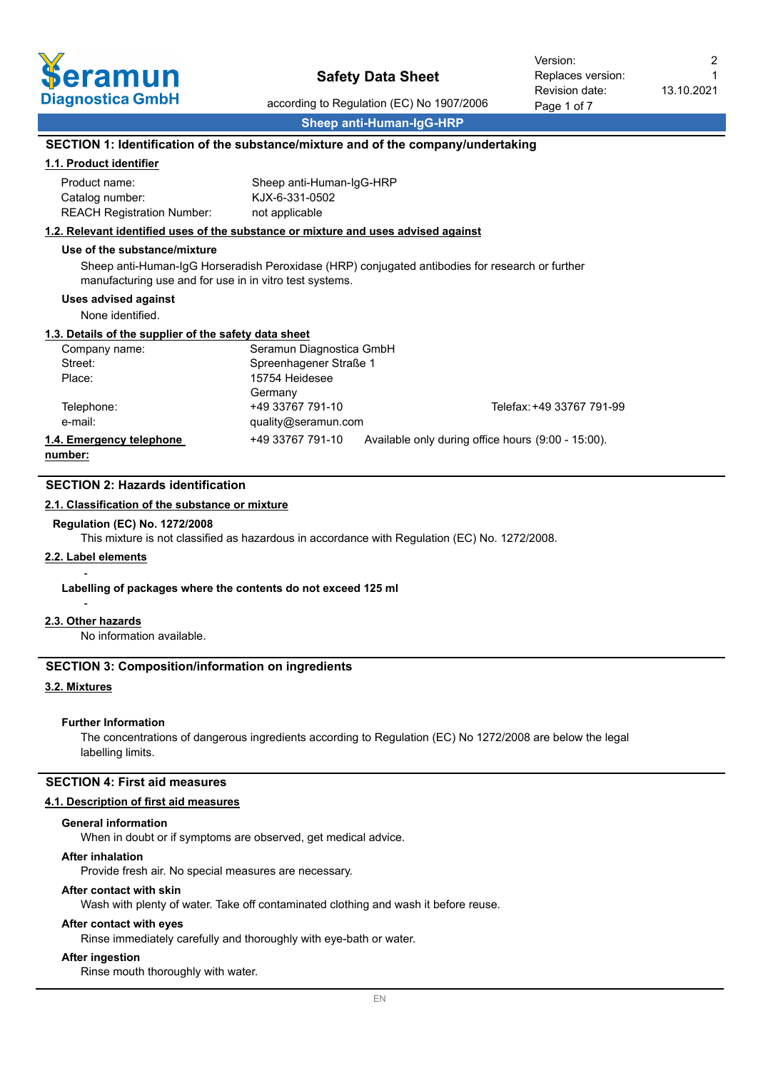# Safety Data Sheet

according to Regulation (EC) No 1907/2006

Version: 2
Replaces version: 1
Revision date: 13.10.2021

**Sheep anti-Human-IgG-HRP**

## SECTION 1: Identification of the substance/mixture and of the company/undertaking

### 1.1. Product identifier

| | |
|---|---|
| Product name: | Sheep anti-Human-IgG-HRP |
| Catalog number: | KJX-6-331-0502 |
| REACH Registration Number: | not applicable |

### 1.2. Relevant identified uses of the substance or mixture and uses advised against

**Use of the substance/mixture**

Sheep anti-Human-IgG Horseradish Peroxidase (HRP) conjugated antibodies for research or further manufacturing use and for use in in vitro test systems.

**Uses advised against**

None identified.

### 1.3. Details of the supplier of the safety data sheet

| | | |
|---|---|---|
| Company name: | Seramun Diagnostica GmbH | |
| Street: | Spreenhagener Straße 1 | |
| Place: | 15754 Heidesee<br>Germany | |
| Telephone: | +49 33767 791-10 | Telefax: +49 33767 791-99 |
| e-mail: | quality@seramun.com | |

**1.4. Emergency telephone number:** +49 33767 791-10 Available only during office hours (9:00 - 15:00).

## SECTION 2: Hazards identification

### 2.1. Classification of the substance or mixture

**Regulation (EC) No. 1272/2008**

This mixture is not classified as hazardous in accordance with Regulation (EC) No. 1272/2008.

### 2.2. Label elements

-

**Labelling of packages where the contents do not exceed 125 ml**

-

### 2.3. Other hazards

No information available.

## SECTION 3: Composition/information on ingredients

### 3.2. Mixtures

**Further Information**

The concentrations of dangerous ingredients according to Regulation (EC) No 1272/2008 are below the legal labelling limits.

## SECTION 4: First aid measures

### 4.1. Description of first aid measures

**General information**

When in doubt or if symptoms are observed, get medical advice.

**After inhalation**

Provide fresh air. No special measures are necessary.

**After contact with skin**

Wash with plenty of water. Take off contaminated clothing and wash it before reuse.

**After contact with eyes**

Rinse immediately carefully and thoroughly with eye-bath or water.

**After ingestion**

Rinse mouth thoroughly with water.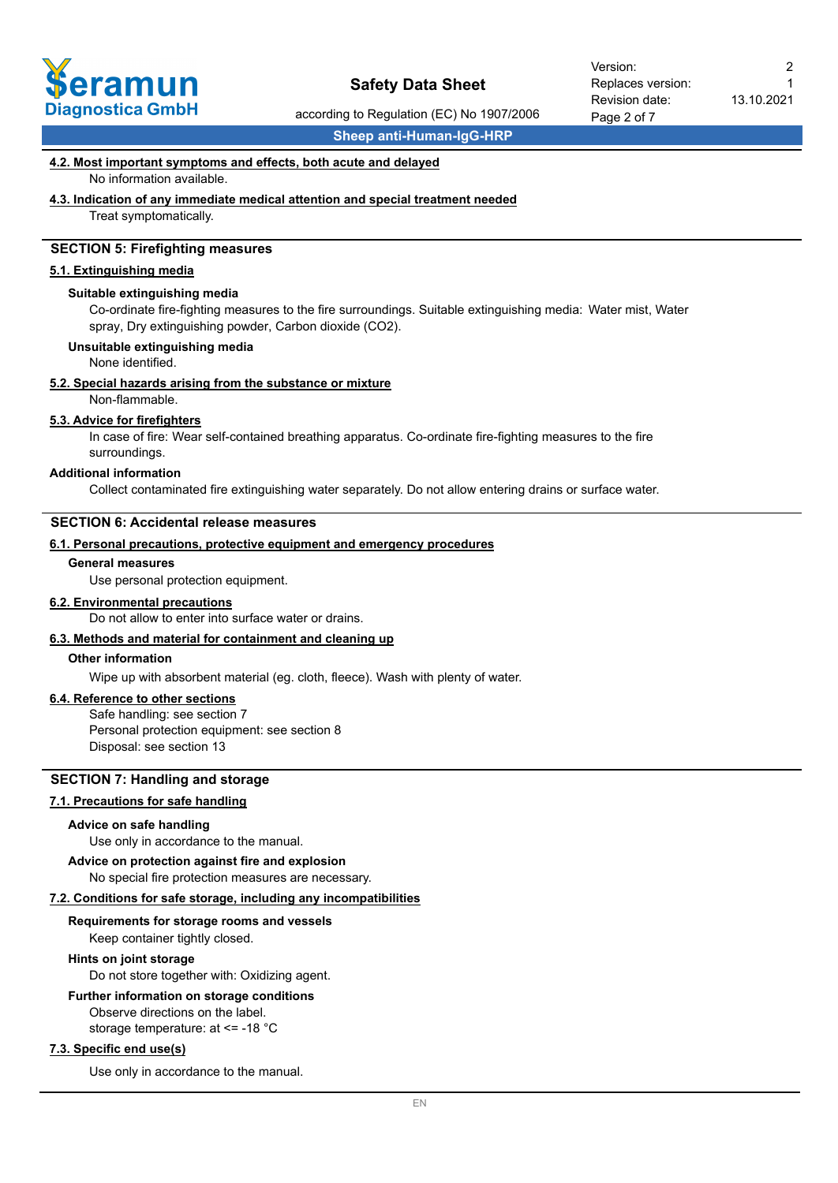#### 4.2. Most important symptoms and effects, both acute and delayed

No information available.

#### 4.3. Indication of any immediate medical attention and special treatment needed

Treat symptomatically.

## SECTION 5: Firefighting measures

#### 5.1. Extinguishing media

**Suitable extinguishing media**

Co-ordinate fire-fighting measures to the fire surroundings. Suitable extinguishing media: Water mist, Water spray, Dry extinguishing powder, Carbon dioxide ($CO_2$).

**Unsuitable extinguishing media**

None identified.

#### 5.2. Special hazards arising from the substance or mixture

Non-flammable.

#### 5.3. Advice for firefighters

In case of fire: Wear self-contained breathing apparatus. Co-ordinate fire-fighting measures to the fire surroundings.

**Additional information**

Collect contaminated fire extinguishing water separately. Do not allow entering drains or surface water.

## SECTION 6: Accidental release measures

#### 6.1. Personal precautions, protective equipment and emergency procedures

**General measures**

Use personal protection equipment.

#### 6.2. Environmental precautions

Do not allow to enter into surface water or drains.

#### 6.3. Methods and material for containment and cleaning up

**Other information**

Wipe up with absorbent material (eg. cloth, fleece). Wash with plenty of water.

#### 6.4. Reference to other sections

Safe handling: see section 7
Personal protection equipment: see section 8
Disposal: see section 13

## SECTION 7: Handling and storage

#### 7.1. Precautions for safe handling

**Advice on safe handling**

Use only in accordance to the manual.

**Advice on protection against fire and explosion**

No special fire protection measures are necessary.

#### 7.2. Conditions for safe storage, including any incompatibilities

**Requirements for storage rooms and vessels**

Keep container tightly closed.

**Hints on joint storage**

Do not store together with: Oxidizing agent.

**Further information on storage conditions**

Observe directions on the label.
storage temperature: at <= -18 °C

#### 7.3. Specific end use(s)

Use only in accordance to the manual.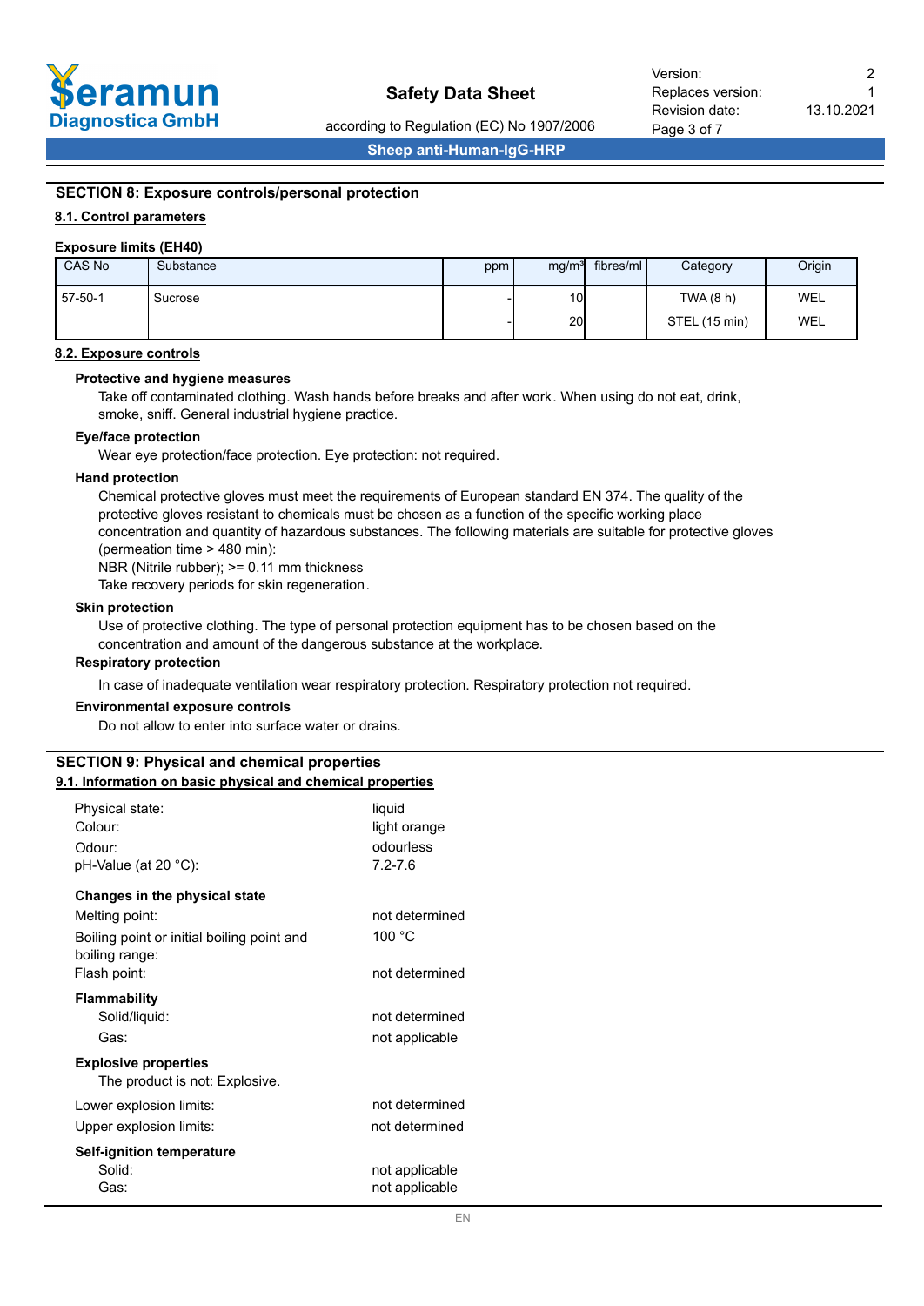## SECTION 8: Exposure controls/personal protection

### 8.1. Control parameters

**Exposure limits (EH40)**

| CAS No | Substance | ppm | mg/m³ | fibres/ml | Category | Origin |
|---|---|---|---|---|---|---|
| 57-50-1 | Sucrose | - | 10 | | TWA (8 h) | WEL |
| | | - | 20 | | STEL (15 min) | WEL |

### 8.2. Exposure controls

**Protective and hygiene measures**

Take off contaminated clothing. Wash hands before breaks and after work. When using do not eat, drink, smoke, sniff. General industrial hygiene practice.

**Eye/face protection**

Wear eye protection/face protection. Eye protection: not required.

**Hand protection**

Chemical protective gloves must meet the requirements of European standard EN 374. The quality of the protective gloves resistant to chemicals must be chosen as a function of the specific working place concentration and quantity of hazardous substances. The following materials are suitable for protective gloves (permeation time > 480 min):
NBR (Nitrile rubber); >= 0.11 mm thickness
Take recovery periods for skin regeneration.

**Skin protection**

Use of protective clothing. The type of personal protection equipment has to be chosen based on the concentration and amount of the dangerous substance at the workplace.

**Respiratory protection**

In case of inadequate ventilation wear respiratory protection. Respiratory protection not required.

**Environmental exposure controls**

Do not allow to enter into surface water or drains.

## SECTION 9: Physical and chemical properties

### 9.1. Information on basic physical and chemical properties

Physical state: liquid
Colour: light orange
Odour: odourless
pH-Value (at 20 °C): 7.2-7.6

**Changes in the physical state**

Melting point: not determined
Boiling point or initial boiling point and boiling range: 100 °C
Flash point: not determined

**Flammability**

Solid/liquid: not determined
Gas: not applicable

**Explosive properties**

The product is not: Explosive.

Lower explosion limits: not determined
Upper explosion limits: not determined

**Self-ignition temperature**

Solid: not applicable
Gas: not applicable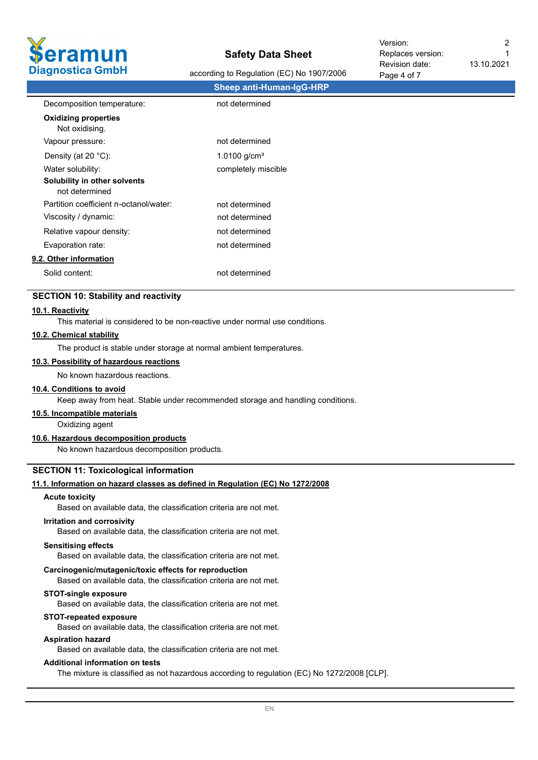| | |
|---|---|
| Decomposition temperature: | not determined |

**Oxidizing properties**

Not oxidising.

| | |
|---|---|
| Vapour pressure: | not determined |
| Density (at 20 °C): | 1.0100 g/cm³ |
| Water solubility: | completely miscible |

**Solubility in other solvents**

not determined

| | |
|---|---|
| Partition coefficient n-octanol/water: | not determined |
| Viscosity / dynamic: | not determined |
| Relative vapour density: | not determined |
| Evaporation rate: | not determined |

### 9.2. Other information

| | |
|---|---|
| Solid content: | not determined |

## SECTION 10: Stability and reactivity

### 10.1. Reactivity

This material is considered to be non-reactive under normal use conditions.

### 10.2. Chemical stability

The product is stable under storage at normal ambient temperatures.

### 10.3. Possibility of hazardous reactions

No known hazardous reactions.

### 10.4. Conditions to avoid

Keep away from heat. Stable under recommended storage and handling conditions.

### 10.5. Incompatible materials

Oxidizing agent

### 10.6. Hazardous decomposition products

No known hazardous decomposition products.

## SECTION 11: Toxicological information

### 11.1. Information on hazard classes as defined in Regulation (EC) No 1272/2008

**Acute toxicity**

Based on available data, the classification criteria are not met.

**Irritation and corrosivity**

Based on available data, the classification criteria are not met.

**Sensitising effects**

Based on available data, the classification criteria are not met.

**Carcinogenic/mutagenic/toxic effects for reproduction**

Based on available data, the classification criteria are not met.

**STOT-single exposure**

Based on available data, the classification criteria are not met.

**STOT-repeated exposure**

Based on available data, the classification criteria are not met.

**Aspiration hazard**

Based on available data, the classification criteria are not met.

**Additional information on tests**

The mixture is classified as not hazardous according to regulation (EC) No 1272/2008 [CLP].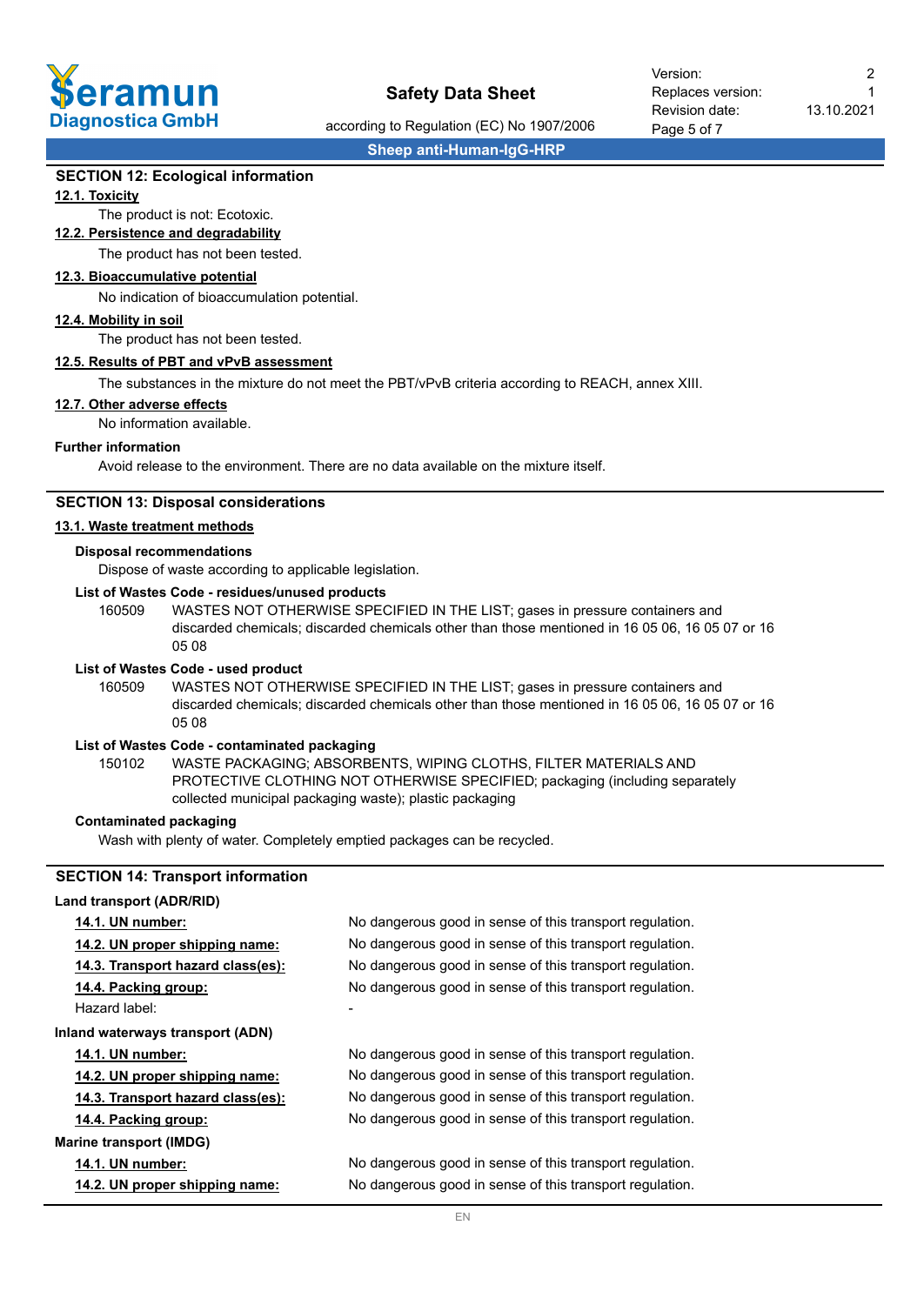## SECTION 12: Ecological information

**12.1. Toxicity**

The product is not: Ecotoxic.

**12.2. Persistence and degradability**

The product has not been tested.

**12.3. Bioaccumulative potential**

No indication of bioaccumulation potential.

**12.4. Mobility in soil**

The product has not been tested.

**12.5. Results of PBT and vPvB assessment**

The substances in the mixture do not meet the PBT/vPvB criteria according to REACH, annex XIII.

**12.7. Other adverse effects**

No information available.

**Further information**

Avoid release to the environment. There are no data available on the mixture itself.

## SECTION 13: Disposal considerations

**13.1. Waste treatment methods**

**Disposal recommendations**

Dispose of waste according to applicable legislation.

**List of Wastes Code - residues/unused products**

160509 WASTES NOT OTHERWISE SPECIFIED IN THE LIST; gases in pressure containers and discarded chemicals; discarded chemicals other than those mentioned in 16 05 06, 16 05 07 or 16 05 08

**List of Wastes Code - used product**

160509 WASTES NOT OTHERWISE SPECIFIED IN THE LIST; gases in pressure containers and discarded chemicals; discarded chemicals other than those mentioned in 16 05 06, 16 05 07 or 16 05 08

**List of Wastes Code - contaminated packaging**

150102 WASTE PACKAGING; ABSORBENTS, WIPING CLOTHS, FILTER MATERIALS AND PROTECTIVE CLOTHING NOT OTHERWISE SPECIFIED; packaging (including separately collected municipal packaging waste); plastic packaging

**Contaminated packaging**

Wash with plenty of water. Completely emptied packages can be recycled.

## SECTION 14: Transport information

**Land transport (ADR/RID)**

| | |
|---|---|
| **14.1. UN number:** | No dangerous good in sense of this transport regulation. |
| **14.2. UN proper shipping name:** | No dangerous good in sense of this transport regulation. |
| **14.3. Transport hazard class(es):** | No dangerous good in sense of this transport regulation. |
| **14.4. Packing group:** | No dangerous good in sense of this transport regulation. |
| Hazard label: | - |

**Inland waterways transport (ADN)**

| | |
|---|---|
| **14.1. UN number:** | No dangerous good in sense of this transport regulation. |
| **14.2. UN proper shipping name:** | No dangerous good in sense of this transport regulation. |
| **14.3. Transport hazard class(es):** | No dangerous good in sense of this transport regulation. |
| **14.4. Packing group:** | No dangerous good in sense of this transport regulation. |

**Marine transport (IMDG)**

| | |
|---|---|
| **14.1. UN number:** | No dangerous good in sense of this transport regulation. |
| **14.2. UN proper shipping name:** | No dangerous good in sense of this transport regulation. |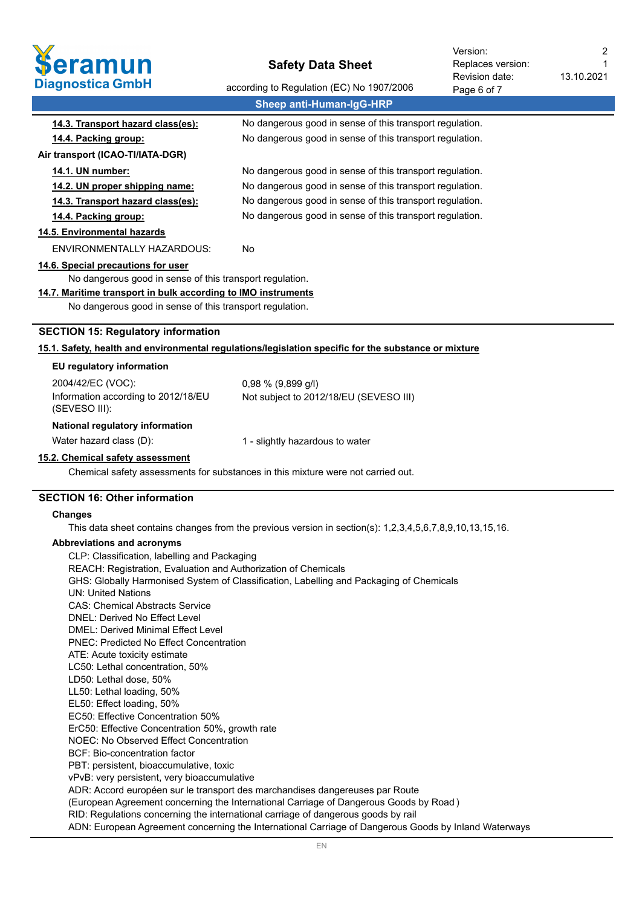| | |
|---|---|
| **14.3. Transport hazard class(es):** | No dangerous good in sense of this transport regulation. |
| **14.4. Packing group:** | No dangerous good in sense of this transport regulation. |

**Air transport (ICAO-TI/IATA-DGR)**

| | |
|---|---|
| **14.1. UN number:** | No dangerous good in sense of this transport regulation. |
| **14.2. UN proper shipping name:** | No dangerous good in sense of this transport regulation. |
| **14.3. Transport hazard class(es):** | No dangerous good in sense of this transport regulation. |
| **14.4. Packing group:** | No dangerous good in sense of this transport regulation. |

**14.5. Environmental hazards**

ENVIRONMENTALLY HAZARDOUS: No

**14.6. Special precautions for user**

No dangerous good in sense of this transport regulation.

**14.7. Maritime transport in bulk according to IMO instruments**

No dangerous good in sense of this transport regulation.

## SECTION 15: Regulatory information

**15.1. Safety, health and environmental regulations/legislation specific for the substance or mixture**

**EU regulatory information**

| | |
|---|---|
| 2004/42/EC (VOC): | 0,98 % (9,899 g/l) |
| Information according to 2012/18/EU (SEVESO III): | Not subject to 2012/18/EU (SEVESO III) |

**National regulatory information**

Water hazard class (D): 1 - slightly hazardous to water

**15.2. Chemical safety assessment**

Chemical safety assessments for substances in this mixture were not carried out.

## SECTION 16: Other information

**Changes**

This data sheet contains changes from the previous version in section(s): 1,2,3,4,5,6,7,8,9,10,13,15,16.

**Abbreviations and acronyms**

CLP: Classification, labelling and Packaging
REACH: Registration, Evaluation and Authorization of Chemicals
GHS: Globally Harmonised System of Classification, Labelling and Packaging of Chemicals
UN: United Nations
CAS: Chemical Abstracts Service
DNEL: Derived No Effect Level
DMEL: Derived Minimal Effect Level
PNEC: Predicted No Effect Concentration
ATE: Acute toxicity estimate
LC50: Lethal concentration, 50%
LD50: Lethal dose, 50%
LL50: Lethal loading, 50%
EL50: Effect loading, 50%
EC50: Effective Concentration 50%
ErC50: Effective Concentration 50%, growth rate
NOEC: No Observed Effect Concentration
BCF: Bio-concentration factor
PBT: persistent, bioaccumulative, toxic
vPvB: very persistent, very bioaccumulative
ADR: Accord européen sur le transport des marchandises dangereuses par Route
(European Agreement concerning the International Carriage of Dangerous Goods by Road )
RID: Regulations concerning the international carriage of dangerous goods by rail
ADN: European Agreement concerning the International Carriage of Dangerous Goods by Inland Waterways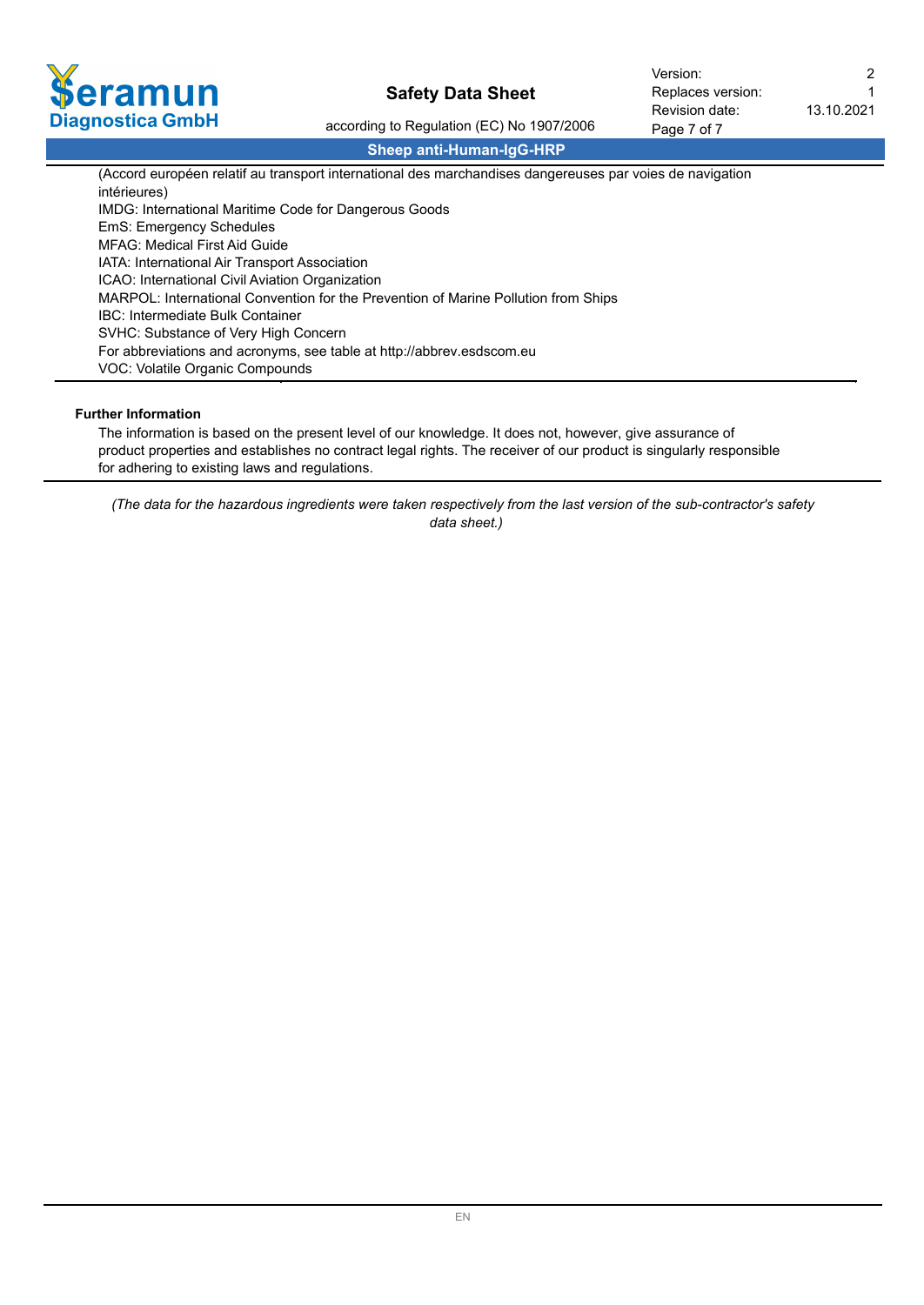(Accord européen relatif au transport international des marchandises dangereuses par voies de navigation intérieures)

IMDG: International Maritime Code for Dangerous Goods

EmS: Emergency Schedules

MFAG: Medical First Aid Guide

IATA: International Air Transport Association

ICAO: International Civil Aviation Organization

MARPOL: International Convention for the Prevention of Marine Pollution from Ships

IBC: Intermediate Bulk Container

SVHC: Substance of Very High Concern

For abbreviations and acronyms, see table at http://abbrev.esdscom.eu

VOC: Volatile Organic Compounds

**Further Information**

The information is based on the present level of our knowledge. It does not, however, give assurance of product properties and establishes no contract legal rights. The receiver of our product is singularly responsible for adhering to existing laws and regulations.

*(The data for the hazardous ingredients were taken respectively from the last version of the sub-contractor's safety data sheet.)*